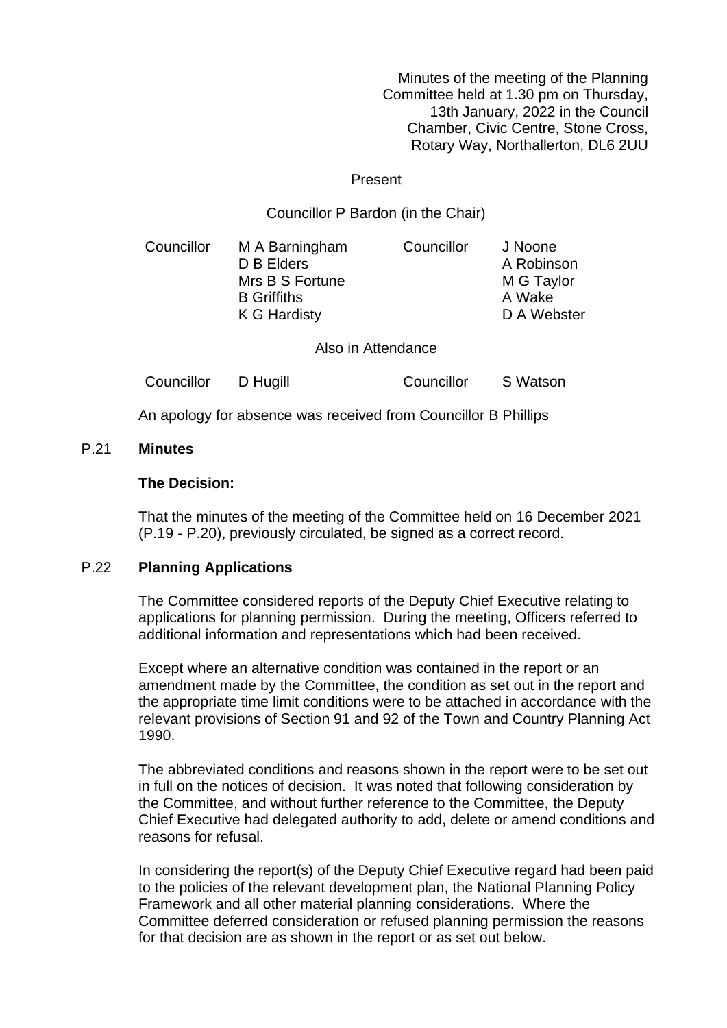Minutes of the meeting of the Planning Committee held at 1.30 pm on Thursday, 13th January, 2022 in the Council Chamber, Civic Centre, Stone Cross, Rotary Way, Northallerton, DL6 2UU

Present

Councillor P Bardon (in the Chair)

| Councillor | M A Barningham | Councillor | J Noone |
|---|---|---|---|
| | D B Elders | | A Robinson |
| | Mrs B S Fortune | | M G Taylor |
| | B Griffiths | | A Wake |
| | K G Hardisty | | D A Webster |

Also in Attendance

| Councillor | D Hugill | Councillor | S Watson |
|---|---|---|---|

An apology for absence was received from Councillor B Phillips

## P.21 Minutes

**The Decision:**

That the minutes of the meeting of the Committee held on 16 December 2021 (P.19 - P.20), previously circulated, be signed as a correct record.

## P.22 Planning Applications

The Committee considered reports of the Deputy Chief Executive relating to applications for planning permission. During the meeting, Officers referred to additional information and representations which had been received.

Except where an alternative condition was contained in the report or an amendment made by the Committee, the condition as set out in the report and the appropriate time limit conditions were to be attached in accordance with the relevant provisions of Section 91 and 92 of the Town and Country Planning Act 1990.

The abbreviated conditions and reasons shown in the report were to be set out in full on the notices of decision. It was noted that following consideration by the Committee, and without further reference to the Committee, the Deputy Chief Executive had delegated authority to add, delete or amend conditions and reasons for refusal.

In considering the report(s) of the Deputy Chief Executive regard had been paid to the policies of the relevant development plan, the National Planning Policy Framework and all other material planning considerations. Where the Committee deferred consideration or refused planning permission the reasons for that decision are as shown in the report or as set out below.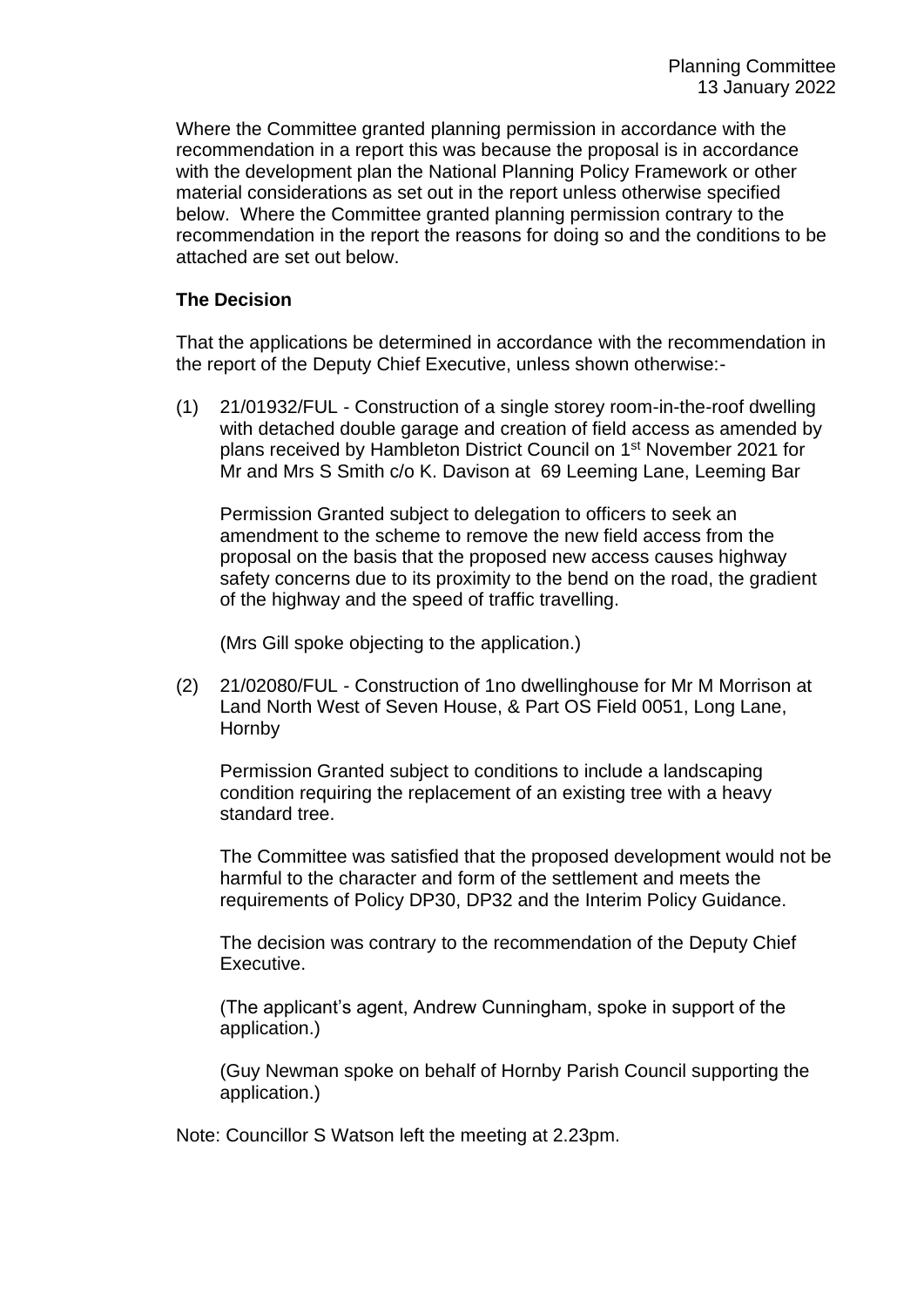Where the Committee granted planning permission in accordance with the recommendation in a report this was because the proposal is in accordance with the development plan the National Planning Policy Framework or other material considerations as set out in the report unless otherwise specified below. Where the Committee granted planning permission contrary to the recommendation in the report the reasons for doing so and the conditions to be attached are set out below.

**The Decision**

That the applications be determined in accordance with the recommendation in the report of the Deputy Chief Executive, unless shown otherwise:-

(1) 21/01932/FUL - Construction of a single storey room-in-the-roof dwelling with detached double garage and creation of field access as amended by plans received by Hambleton District Council on 1st November 2021 for Mr and Mrs S Smith c/o K. Davison at 69 Leeming Lane, Leeming Bar

Permission Granted subject to delegation to officers to seek an amendment to the scheme to remove the new field access from the proposal on the basis that the proposed new access causes highway safety concerns due to its proximity to the bend on the road, the gradient of the highway and the speed of traffic travelling.

(Mrs Gill spoke objecting to the application.)

(2) 21/02080/FUL - Construction of 1no dwellinghouse for Mr M Morrison at Land North West of Seven House, & Part OS Field 0051, Long Lane, Hornby

Permission Granted subject to conditions to include a landscaping condition requiring the replacement of an existing tree with a heavy standard tree.

The Committee was satisfied that the proposed development would not be harmful to the character and form of the settlement and meets the requirements of Policy DP30, DP32 and the Interim Policy Guidance.

The decision was contrary to the recommendation of the Deputy Chief Executive.

(The applicant's agent, Andrew Cunningham, spoke in support of the application.)

(Guy Newman spoke on behalf of Hornby Parish Council supporting the application.)

Note: Councillor S Watson left the meeting at 2.23pm.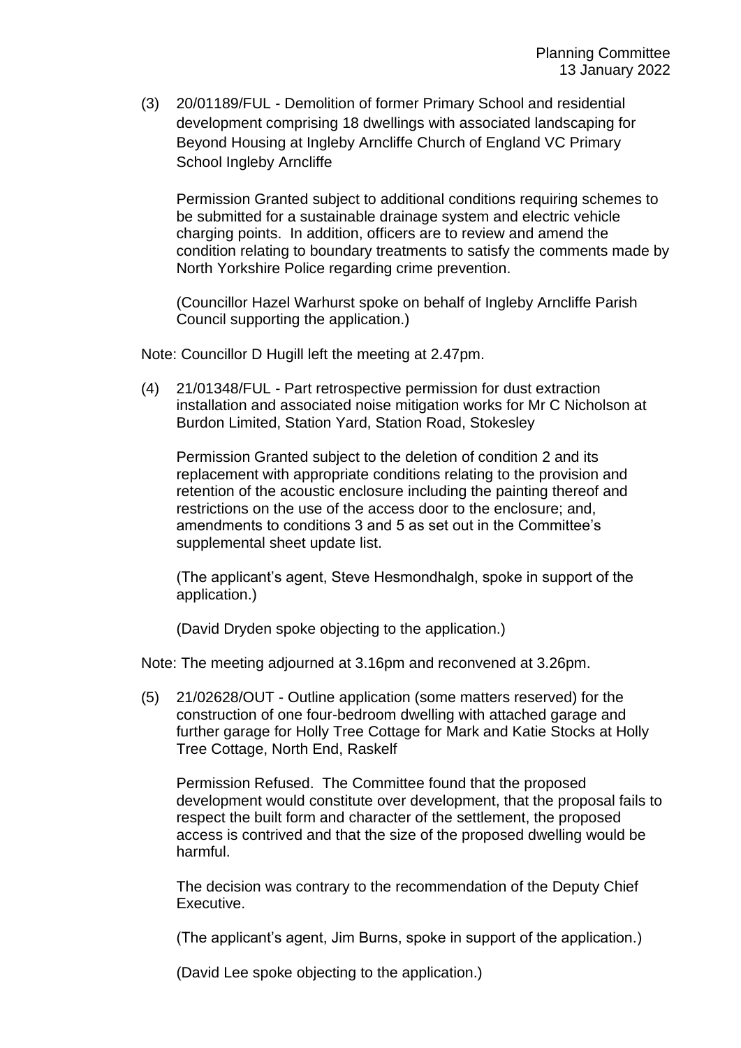(3) 20/01189/FUL - Demolition of former Primary School and residential development comprising 18 dwellings with associated landscaping for Beyond Housing at Ingleby Arncliffe Church of England VC Primary School Ingleby Arncliffe

Permission Granted subject to additional conditions requiring schemes to be submitted for a sustainable drainage system and electric vehicle charging points. In addition, officers are to review and amend the condition relating to boundary treatments to satisfy the comments made by North Yorkshire Police regarding crime prevention.

(Councillor Hazel Warhurst spoke on behalf of Ingleby Arncliffe Parish Council supporting the application.)

Note: Councillor D Hugill left the meeting at 2.47pm.

(4) 21/01348/FUL - Part retrospective permission for dust extraction installation and associated noise mitigation works for Mr C Nicholson at Burdon Limited, Station Yard, Station Road, Stokesley

Permission Granted subject to the deletion of condition 2 and its replacement with appropriate conditions relating to the provision and retention of the acoustic enclosure including the painting thereof and restrictions on the use of the access door to the enclosure; and, amendments to conditions 3 and 5 as set out in the Committee's supplemental sheet update list.

(The applicant's agent, Steve Hesmondhalgh, spoke in support of the application.)

(David Dryden spoke objecting to the application.)

Note: The meeting adjourned at 3.16pm and reconvened at 3.26pm.

(5) 21/02628/OUT - Outline application (some matters reserved) for the construction of one four-bedroom dwelling with attached garage and further garage for Holly Tree Cottage for Mark and Katie Stocks at Holly Tree Cottage, North End, Raskelf

Permission Refused. The Committee found that the proposed development would constitute over development, that the proposal fails to respect the built form and character of the settlement, the proposed access is contrived and that the size of the proposed dwelling would be harmful.

The decision was contrary to the recommendation of the Deputy Chief Executive.

(The applicant's agent, Jim Burns, spoke in support of the application.)

(David Lee spoke objecting to the application.)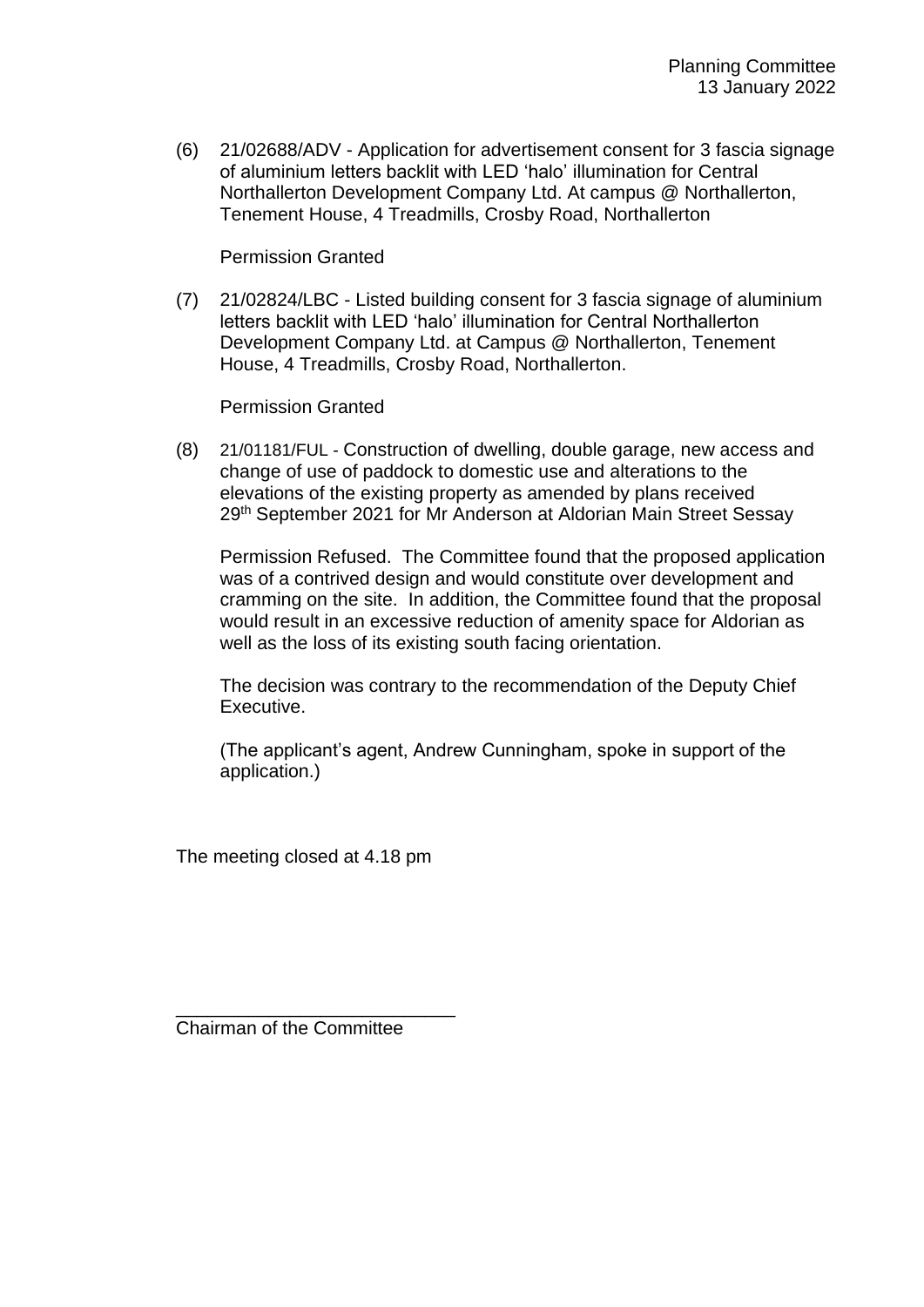(6) 21/02688/ADV - Application for advertisement consent for 3 fascia signage of aluminium letters backlit with LED 'halo' illumination for Central Northallerton Development Company Ltd. At campus @ Northallerton, Tenement House, 4 Treadmills, Crosby Road, Northallerton

Permission Granted

(7) 21/02824/LBC - Listed building consent for 3 fascia signage of aluminium letters backlit with LED 'halo' illumination for Central Northallerton Development Company Ltd. at Campus @ Northallerton, Tenement House, 4 Treadmills, Crosby Road, Northallerton.

Permission Granted

(8) 21/01181/FUL - Construction of dwelling, double garage, new access and change of use of paddock to domestic use and alterations to the elevations of the existing property as amended by plans received 29th September 2021 for Mr Anderson at Aldorian Main Street Sessay

Permission Refused. The Committee found that the proposed application was of a contrived design and would constitute over development and cramming on the site. In addition, the Committee found that the proposal would result in an excessive reduction of amenity space for Aldorian as well as the loss of its existing south facing orientation.

The decision was contrary to the recommendation of the Deputy Chief Executive.

(The applicant's agent, Andrew Cunningham, spoke in support of the application.)

The meeting closed at 4.18 pm

___________________________
Chairman of the Committee